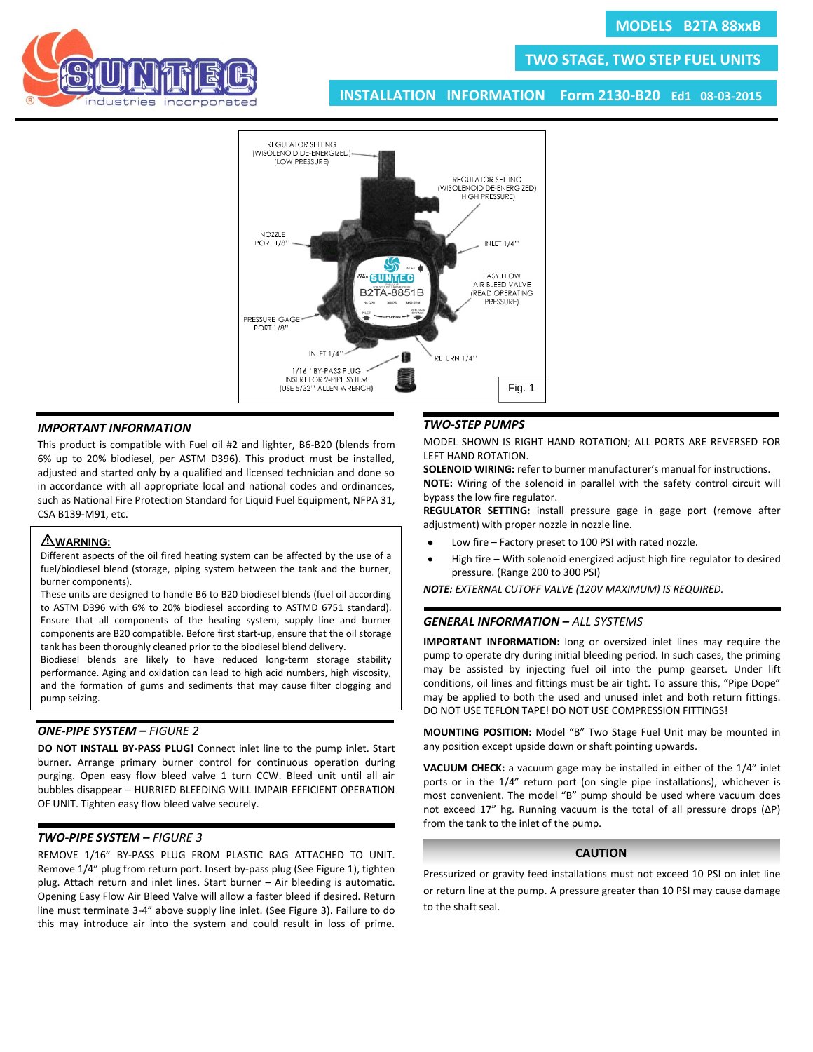# MODELS B2TA 88xxB

## TWO STAGE, TWO STEP FUEL UNITS

## INSTALLATION INFORMATION Form 2130-B20 Ed1 08-03-2015

REGULATOR SETTING (W/SOLENOID DE-ENERGIZED) (LOW PRESSURE)

REGULATOR SETTING (W/SOLENOID DE-ENERGIZED) (HIGH PRESSURE)

NOZZLE PORT 1/8"

INLET 1/4"

EASY FLOW AIR BLEED VALVE (READ OPERATING PRESSURE)

PRESSURE GAGE PORT 1/8"

INLET 1/4"

RETURN 1/4"

1/16" BY-PASS PLUG INSERT FOR 2-PIPE SYTEM (USE 5/32" ALLEN WRENCH)

Fig. 1

### *IMPORTANT INFORMATION*

This product is compatible with Fuel oil #2 and lighter, B6-B20 (blends from 6% up to 20% biodiesel, per ASTM D396). This product must be installed, adjusted and started only by a qualified and licensed technician and done so in accordance with all appropriate local and national codes and ordinances, such as National Fire Protection Standard for Liquid Fuel Equipment, NFPA 31, CSA B139-M91, etc.

**⚠WARNING:**

Different aspects of the oil fired heating system can be affected by the use of a fuel/biodiesel blend (storage, piping system between the tank and the burner, burner components).

These units are designed to handle B6 to B20 biodiesel blends (fuel oil according to ASTM D396 with 6% to 20% biodiesel according to ASTMD 6751 standard). Ensure that all components of the heating system, supply line and burner components are B20 compatible. Before first start-up, ensure that the oil storage tank has been thoroughly cleaned prior to the biodiesel blend delivery.

Biodiesel blends are likely to have reduced long-term storage stability performance. Aging and oxidation can lead to high acid numbers, high viscosity, and the formation of gums and sediments that may cause filter clogging and pump seizing.

### *ONE-PIPE SYSTEM – FIGURE 2*

**DO NOT INSTALL BY-PASS PLUG!** Connect inlet line to the pump inlet. Start burner. Arrange primary burner control for continuous operation during purging. Open easy flow bleed valve 1 turn CCW. Bleed unit until all air bubbles disappear – HURRIED BLEEDING WILL IMPAIR EFFICIENT OPERATION OF UNIT. Tighten easy flow bleed valve securely.

### *TWO-PIPE SYSTEM – FIGURE 3*

REMOVE 1/16" BY-PASS PLUG FROM PLASTIC BAG ATTACHED TO UNIT. Remove 1/4" plug from return port. Insert by-pass plug (See Figure 1), tighten plug. Attach return and inlet lines. Start burner – Air bleeding is automatic. Opening Easy Flow Air Bleed Valve will allow a faster bleed if desired. Return line must terminate 3-4" above supply line inlet. (See Figure 3). Failure to do this may introduce air into the system and could result in loss of prime.

### *TWO-STEP PUMPS*

MODEL SHOWN IS RIGHT HAND ROTATION; ALL PORTS ARE REVERSED FOR LEFT HAND ROTATION.

**SOLENOID WIRING:** refer to burner manufacturer's manual for instructions.

**NOTE:** Wiring of the solenoid in parallel with the safety control circuit will bypass the low fire regulator.

**REGULATOR SETTING:** install pressure gage in gage port (remove after adjustment) with proper nozzle in nozzle line.

- Low fire – Factory preset to 100 PSI with rated nozzle.
- High fire – With solenoid energized adjust high fire regulator to desired pressure. (Range 200 to 300 PSI)

***NOTE:*** *EXTERNAL CUTOFF VALVE (120V MAXIMUM) IS REQUIRED.*

### *GENERAL INFORMATION – ALL SYSTEMS*

**IMPORTANT INFORMATION:** long or oversized inlet lines may require the pump to operate dry during initial bleeding period. In such cases, the priming may be assisted by injecting fuel oil into the pump gearset. Under lift conditions, oil lines and fittings must be air tight. To assure this, "Pipe Dope" may be applied to both the used and unused inlet and both return fittings. DO NOT USE TEFLON TAPE! DO NOT USE COMPRESSION FITTINGS!

**MOUNTING POSITION:** Model "B" Two Stage Fuel Unit may be mounted in any position except upside down or shaft pointing upwards.

**VACUUM CHECK:** a vacuum gage may be installed in either of the 1/4" inlet ports or in the 1/4" return port (on single pipe installations), whichever is most convenient. The model "B" pump should be used where vacuum does not exceed 17" hg. Running vacuum is the total of all pressure drops (ΔP) from the tank to the inlet of the pump.

**CAUTION**

Pressurized or gravity feed installations must not exceed 10 PSI on inlet line or return line at the pump. A pressure greater than 10 PSI may cause damage to the shaft seal.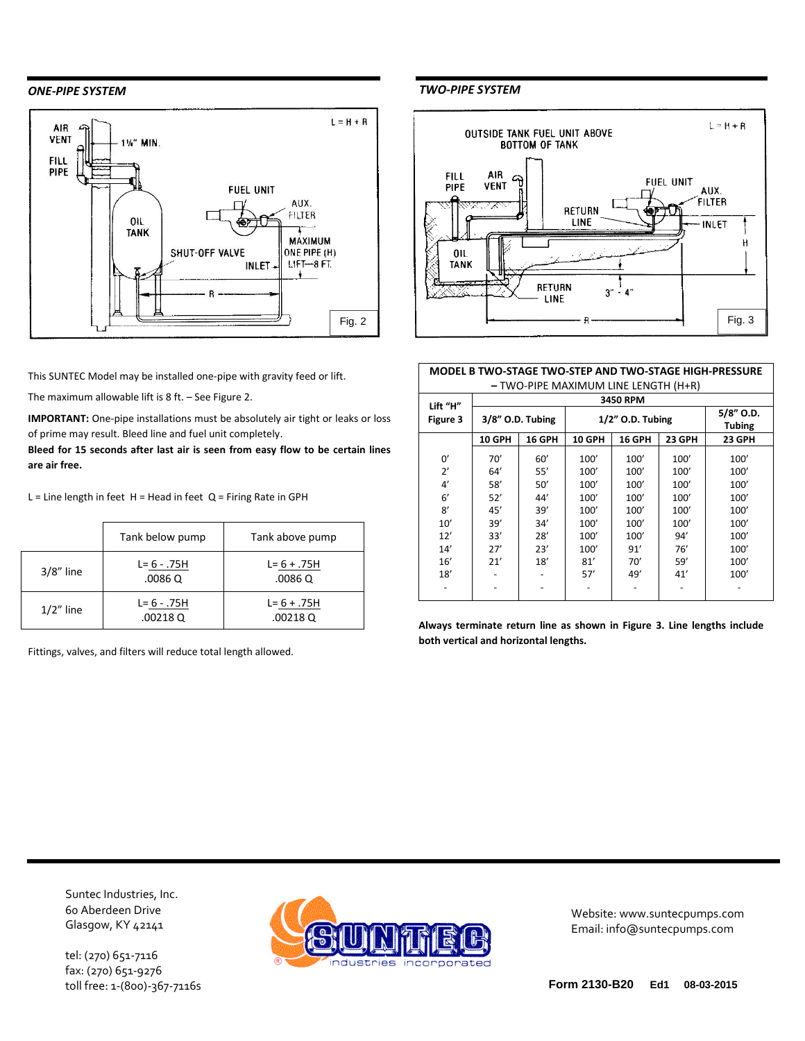## ONE-PIPE SYSTEM

AIR VENT

FILL PIPE

1¼" MIN.

L = H + R

OIL TANK

FUEL UNIT

AUX. FILTER

SHUT-OFF VALVE

MAXIMUM ONE PIPE (H) LIFT—8 FT.

INLET

R

Fig. 2

This SUNTEC Model may be installed one-pipe with gravity feed or lift.

The maximum allowable lift is 8 ft. – See Figure 2.

**IMPORTANT:** One-pipe installations must be absolutely air tight or leaks or loss of prime may result. Bleed line and fuel unit completely.

**Bleed for 15 seconds after last air is seen from easy flow to be certain lines are air free.**

L = Line length in feet H = Head in feet Q = Firing Rate in GPH

| | Tank below pump | Tank above pump |
|---|---|---|
| 3/8" line | $L = \frac{6 - .75H}{.0086\,Q}$ | $L = \frac{6 + .75H}{.0086\,Q}$ |
| 1/2" line | $L = \frac{6 - .75H}{.00218\,Q}$ | $L = \frac{6 + .75H}{.00218\,Q}$ |

Fittings, valves, and filters will reduce total length allowed.

## TWO-PIPE SYSTEM

OUTSIDE TANK FUEL UNIT ABOVE BOTTOM OF TANK

L = H + R

FILL PIPE

AIR VENT

FUEL UNIT

AUX. FILTER

RETURN LINE

INLET

H

OIL TANK

RETURN LINE

3" - 4"

R

Fig. 3

**MODEL B TWO-STAGE TWO-STEP AND TWO-STAGE HIGH-PRESSURE – TWO-PIPE MAXIMUM LINE LENGTH (H+R)**

| Lift "H" Figure 3 | 3450 RPM | | | | | |
|---|---|---|---|---|---|---|
| | 3/8" O.D. Tubing | | 1/2" O.D. Tubing | | | 5/8" O.D. Tubing |
| | 10 GPH | 16 GPH | 10 GPH | 16 GPH | 23 GPH | 23 GPH |
| 0' | 70' | 60' | 100' | 100' | 100' | 100' |
| 2' | 64' | 55' | 100' | 100' | 100' | 100' |
| 4' | 58' | 50' | 100' | 100' | 100' | 100' |
| 6' | 52' | 44' | 100' | 100' | 100' | 100' |
| 8' | 45' | 39' | 100' | 100' | 100' | 100' |
| 10' | 39' | 34' | 100' | 100' | 100' | 100' |
| 12' | 33' | 28' | 100' | 100' | 94' | 100' |
| 14' | 27' | 23' | 100' | 91' | 76' | 100' |
| 16' | 21' | 18' | 81' | 70' | 59' | 100' |
| 18' | - | - | 57' | 49' | 41' | 100' |
| - | - | - | - | - | - | - |

**Always terminate return line as shown in Figure 3. Line lengths include both vertical and horizontal lengths.**

Suntec Industries, Inc.
60 Aberdeen Drive
Glasgow, KY 42141

tel: (270) 651-7116
fax: (270) 651-9276
toll free: 1-(800)-367-7116s

SUNTEC industries incorporated

Website: www.suntecpumps.com
Email: info@suntecpumps.com

**Form 2130-B20 Ed1 08-03-2015**